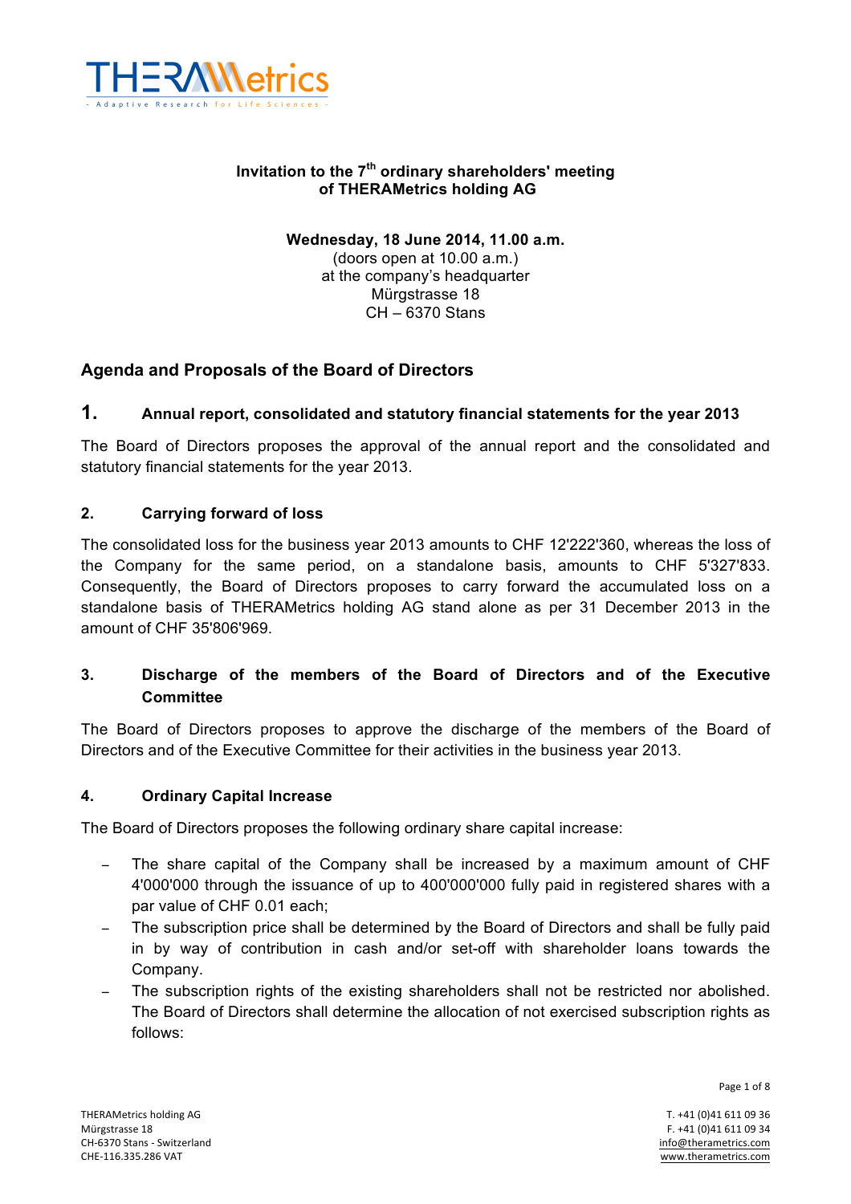**Invitation to the 7th ordinary shareholders' meeting of THERAMetrics holding AG**

**Wednesday, 18 June 2014, 11.00 a.m.**
(doors open at 10.00 a.m.)
at the company's headquarter
Mürgstrasse 18
CH – 6370 Stans

## Agenda and Proposals of the Board of Directors

### 1. Annual report, consolidated and statutory financial statements for the year 2013

The Board of Directors proposes the approval of the annual report and the consolidated and statutory financial statements for the year 2013.

### 2. Carrying forward of loss

The consolidated loss for the business year 2013 amounts to CHF 12'222'360, whereas the loss of the Company for the same period, on a standalone basis, amounts to CHF 5'327'833. Consequently, the Board of Directors proposes to carry forward the accumulated loss on a standalone basis of THERAMetrics holding AG stand alone as per 31 December 2013 in the amount of CHF 35'806'969.

### 3. Discharge of the members of the Board of Directors and of the Executive Committee

The Board of Directors proposes to approve the discharge of the members of the Board of Directors and of the Executive Committee for their activities in the business year 2013.

### 4. Ordinary Capital Increase

The Board of Directors proposes the following ordinary share capital increase:

- The share capital of the Company shall be increased by a maximum amount of CHF 4'000'000 through the issuance of up to 400'000'000 fully paid in registered shares with a par value of CHF 0.01 each;
- The subscription price shall be determined by the Board of Directors and shall be fully paid in by way of contribution in cash and/or set-off with shareholder loans towards the Company.
- The subscription rights of the existing shareholders shall not be restricted nor abolished. The Board of Directors shall determine the allocation of not exercised subscription rights as follows: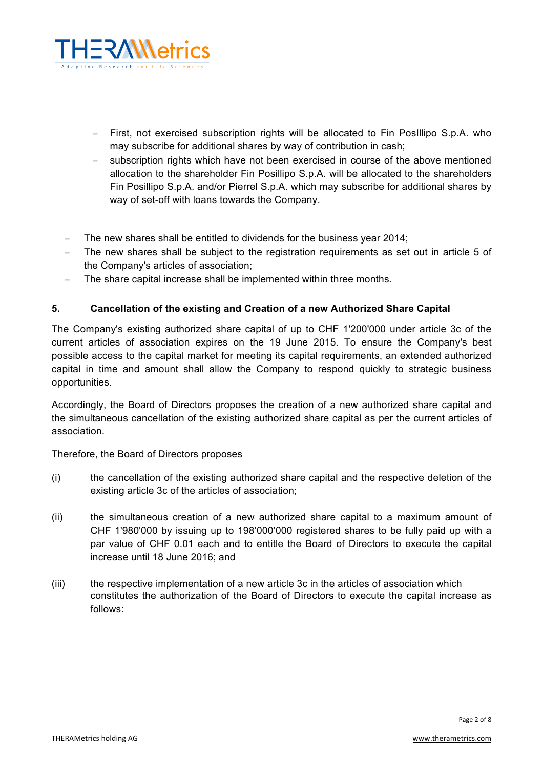- First, not exercised subscription rights will be allocated to Fin PosIllipo S.p.A. who may subscribe for additional shares by way of contribution in cash;
    - subscription rights which have not been exercised in course of the above mentioned allocation to the shareholder Fin Posillipo S.p.A. will be allocated to the shareholders Fin Posillipo S.p.A. and/or Pierrel S.p.A. which may subscribe for additional shares by way of set-off with loans towards the Company.

- The new shares shall be entitled to dividends for the business year 2014;
- The new shares shall be subject to the registration requirements as set out in article 5 of the Company's articles of association;
- The share capital increase shall be implemented within three months.

## 5. Cancellation of the existing and Creation of a new Authorized Share Capital

The Company's existing authorized share capital of up to CHF 1'200'000 under article 3c of the current articles of association expires on the 19 June 2015. To ensure the Company's best possible access to the capital market for meeting its capital requirements, an extended authorized capital in time and amount shall allow the Company to respond quickly to strategic business opportunities.

Accordingly, the Board of Directors proposes the creation of a new authorized share capital and the simultaneous cancellation of the existing authorized share capital as per the current articles of association.

Therefore, the Board of Directors proposes

(i) the cancellation of the existing authorized share capital and the respective deletion of the existing article 3c of the articles of association;

(ii) the simultaneous creation of a new authorized share capital to a maximum amount of CHF 1'980'000 by issuing up to 198'000'000 registered shares to be fully paid up with a par value of CHF 0.01 each and to entitle the Board of Directors to execute the capital increase until 18 June 2016; and

(iii) the respective implementation of a new article 3c in the articles of association which constitutes the authorization of the Board of Directors to execute the capital increase as follows: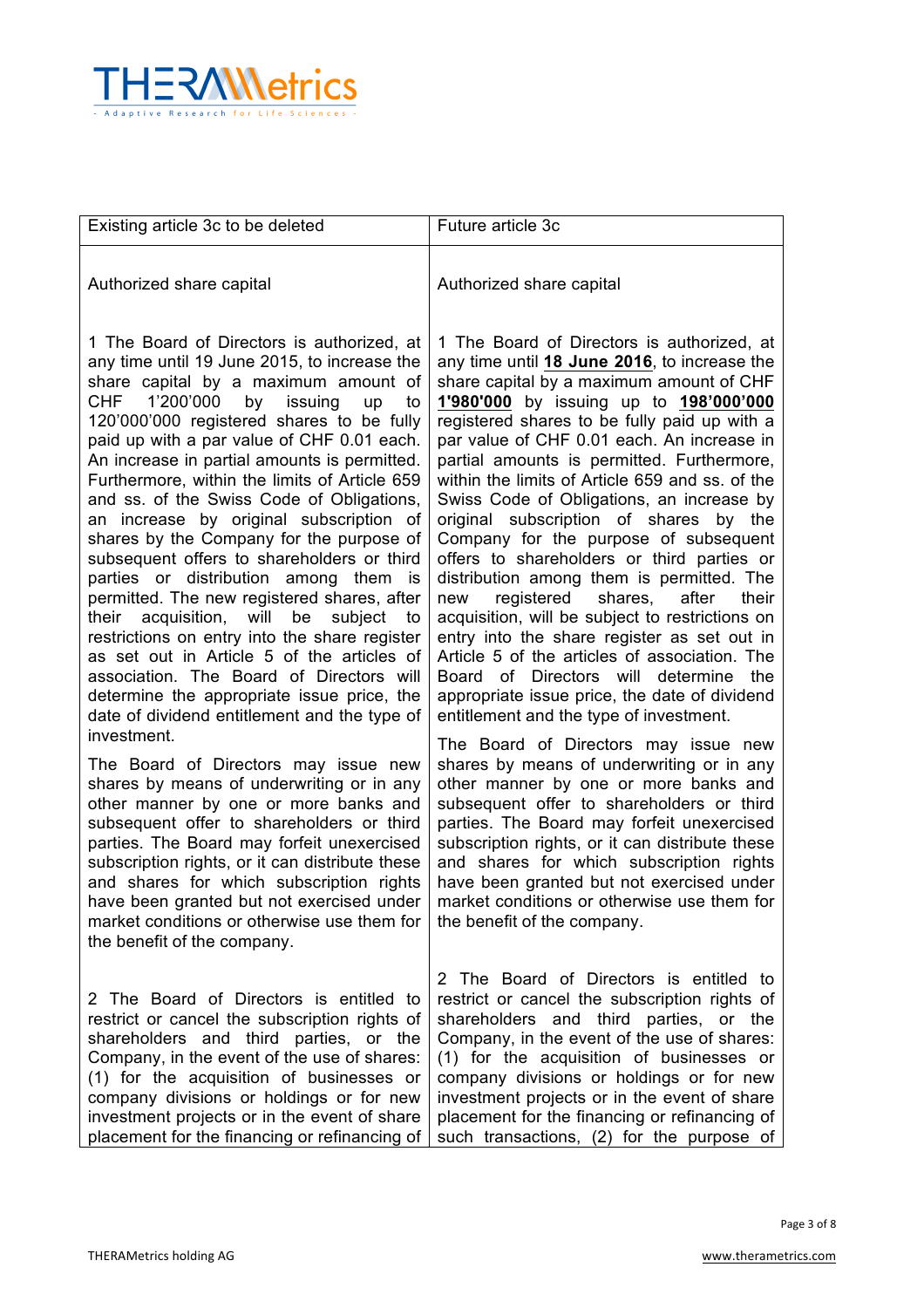| Existing article 3c to be deleted | Future article 3c |
|---|---|
| Authorized share capital | Authorized share capital |
| 1 The Board of Directors is authorized, at any time until 19 June 2015, to increase the share capital by a maximum amount of CHF 1'200'000 by issuing up to 120'000'000 registered shares to be fully paid up with a par value of CHF 0.01 each. An increase in partial amounts is permitted. Furthermore, within the limits of Article 659 and ss. of the Swiss Code of Obligations, an increase by original subscription of shares by the Company for the purpose of subsequent offers to shareholders or third parties or distribution among them is permitted. The new registered shares, after their acquisition, will be subject to restrictions on entry into the share register as set out in Article 5 of the articles of association. The Board of Directors will determine the appropriate issue price, the date of dividend entitlement and the type of investment. | 1 The Board of Directors is authorized, at any time until **18 June 2016**, to increase the share capital by a maximum amount of CHF **1'980'000** by issuing up to **198'000'000** registered shares to be fully paid up with a par value of CHF 0.01 each. An increase in partial amounts is permitted. Furthermore, within the limits of Article 659 and ss. of the Swiss Code of Obligations, an increase by original subscription of shares by the Company for the purpose of subsequent offers to shareholders or third parties or distribution among them is permitted. The new registered shares, after their acquisition, will be subject to restrictions on entry into the share register as set out in Article 5 of the articles of association. The Board of Directors will determine the appropriate issue price, the date of dividend entitlement and the type of investment. |
| The Board of Directors may issue new shares by means of underwriting or in any other manner by one or more banks and subsequent offer to shareholders or third parties. The Board may forfeit unexercised subscription rights, or it can distribute these and shares for which subscription rights have been granted but not exercised under market conditions or otherwise use them for the benefit of the company. | The Board of Directors may issue new shares by means of underwriting or in any other manner by one or more banks and subsequent offer to shareholders or third parties. The Board may forfeit unexercised subscription rights, or it can distribute these and shares for which subscription rights have been granted but not exercised under market conditions or otherwise use them for the benefit of the company. |
| 2 The Board of Directors is entitled to restrict or cancel the subscription rights of shareholders and third parties, or the Company, in the event of the use of shares: (1) for the acquisition of businesses or company divisions or holdings or for new investment projects or in the event of share placement for the financing or refinancing of | 2 The Board of Directors is entitled to restrict or cancel the subscription rights of shareholders and third parties, or the Company, in the event of the use of shares: (1) for the acquisition of businesses or company divisions or holdings or for new investment projects or in the event of share placement for the financing or refinancing of such transactions, (2) for the purpose of |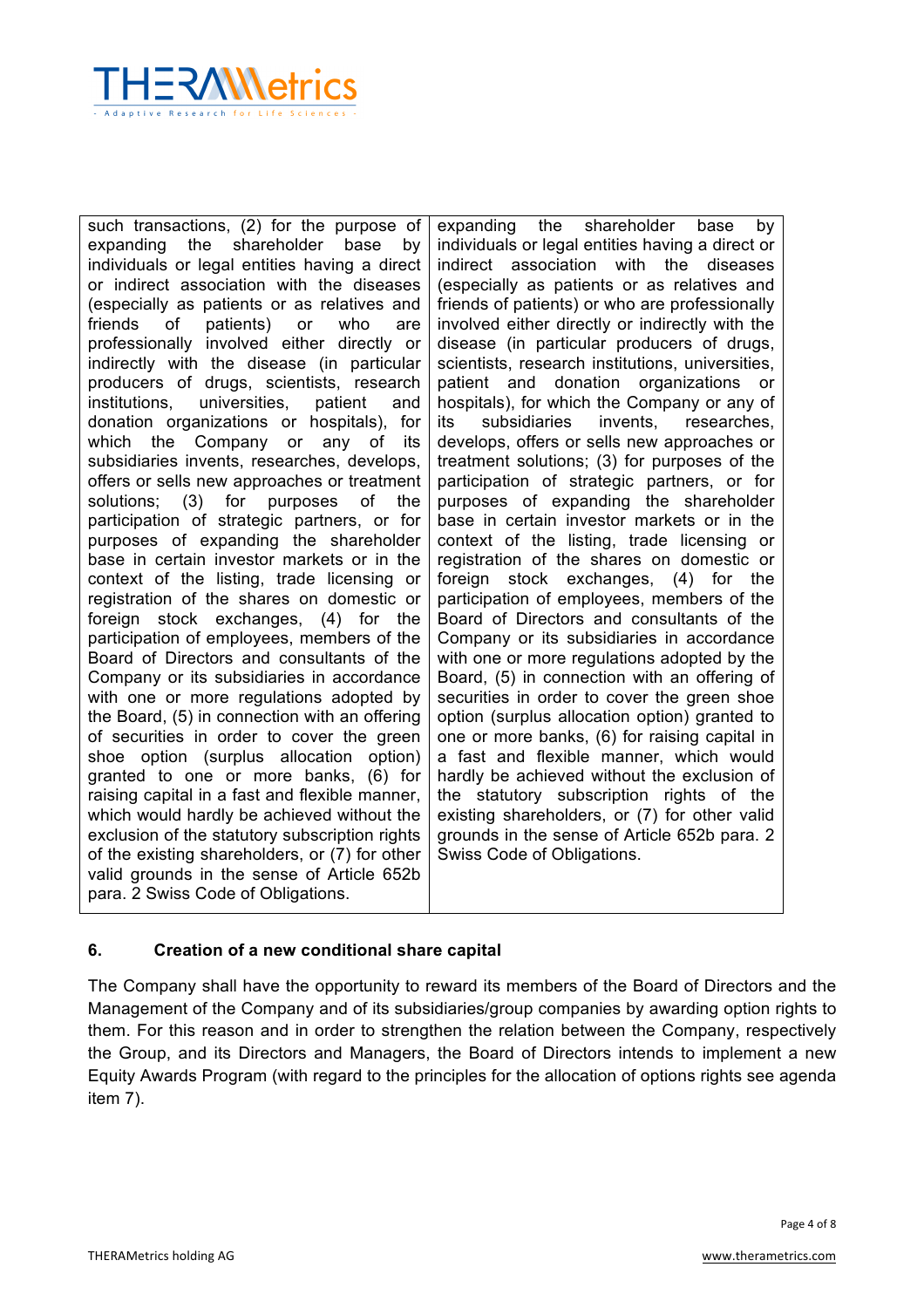| | |
|---|---|
| such transactions, (2) for the purpose of expanding the shareholder base by individuals or legal entities having a direct or indirect association with the diseases (especially as patients or as relatives and friends of patients) or who are professionally involved either directly or indirectly with the disease (in particular producers of drugs, scientists, research institutions, universities, patient and donation organizations or hospitals), for which the Company or any of its subsidiaries invents, researches, develops, offers or sells new approaches or treatment solutions; (3) for purposes of the participation of strategic partners, or for purposes of expanding the shareholder base in certain investor markets or in the context of the listing, trade licensing or registration of the shares on domestic or foreign stock exchanges, (4) for the participation of employees, members of the Board of Directors and consultants of the Company or its subsidiaries in accordance with one or more regulations adopted by the Board, (5) in connection with an offering of securities in order to cover the green shoe option (surplus allocation option) granted to one or more banks, (6) for raising capital in a fast and flexible manner, which would hardly be achieved without the exclusion of the statutory subscription rights of the existing shareholders, or (7) for other valid grounds in the sense of Article 652b para. 2 Swiss Code of Obligations. | expanding the shareholder base by individuals or legal entities having a direct or indirect association with the diseases (especially as patients or as relatives and friends of patients) or who are professionally involved either directly or indirectly with the disease (in particular producers of drugs, scientists, research institutions, universities, patient and donation organizations or hospitals), for which the Company or any of its subsidiaries invents, researches, develops, offers or sells new approaches or treatment solutions; (3) for purposes of the participation of strategic partners, or for purposes of expanding the shareholder base in certain investor markets or in the context of the listing, trade licensing or registration of the shares on domestic or foreign stock exchanges, (4) for the participation of employees, members of the Board of Directors and consultants of the Company or its subsidiaries in accordance with one or more regulations adopted by the Board, (5) in connection with an offering of securities in order to cover the green shoe option (surplus allocation option) granted to one or more banks, (6) for raising capital in a fast and flexible manner, which would hardly be achieved without the exclusion of the statutory subscription rights of the existing shareholders, or (7) for other valid grounds in the sense of Article 652b para. 2 Swiss Code of Obligations. |

## 6. Creation of a new conditional share capital

The Company shall have the opportunity to reward its members of the Board of Directors and the Management of the Company and of its subsidiaries/group companies by awarding option rights to them. For this reason and in order to strengthen the relation between the Company, respectively the Group, and its Directors and Managers, the Board of Directors intends to implement a new Equity Awards Program (with regard to the principles for the allocation of options rights see agenda item 7).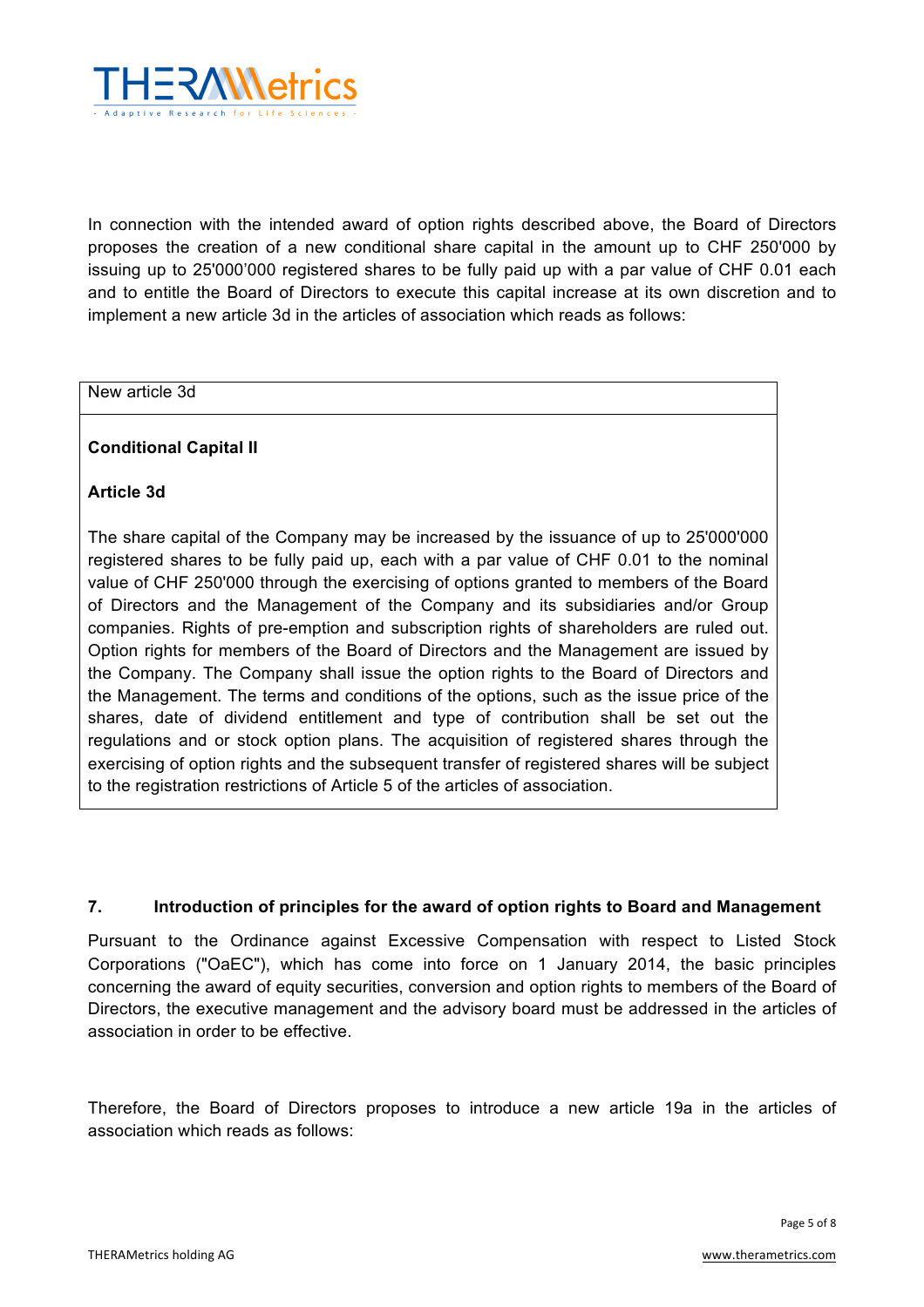In connection with the intended award of option rights described above, the Board of Directors proposes the creation of a new conditional share capital in the amount up to CHF 250'000 by issuing up to 25'000'000 registered shares to be fully paid up with a par value of CHF 0.01 each and to entitle the Board of Directors to execute this capital increase at its own discretion and to implement a new article 3d in the articles of association which reads as follows:

| New article 3d |
| --- |
| **Conditional Capital II**<br><br>**Article 3d**<br><br>The share capital of the Company may be increased by the issuance of up to 25'000'000 registered shares to be fully paid up, each with a par value of CHF 0.01 to the nominal value of CHF 250'000 through the exercising of options granted to members of the Board of Directors and the Management of the Company and its subsidiaries and/or Group companies. Rights of pre-emption and subscription rights of shareholders are ruled out. Option rights for members of the Board of Directors and the Management are issued by the Company. The Company shall issue the option rights to the Board of Directors and the Management. The terms and conditions of the options, such as the issue price of the shares, date of dividend entitlement and type of contribution shall be set out the regulations and or stock option plans. The acquisition of registered shares through the exercising of option rights and the subsequent transfer of registered shares will be subject to the registration restrictions of Article 5 of the articles of association. |

## 7. Introduction of principles for the award of option rights to Board and Management

Pursuant to the Ordinance against Excessive Compensation with respect to Listed Stock Corporations ("OaEC"), which has come into force on 1 January 2014, the basic principles concerning the award of equity securities, conversion and option rights to members of the Board of Directors, the executive management and the advisory board must be addressed in the articles of association in order to be effective.

Therefore, the Board of Directors proposes to introduce a new article 19a in the articles of association which reads as follows: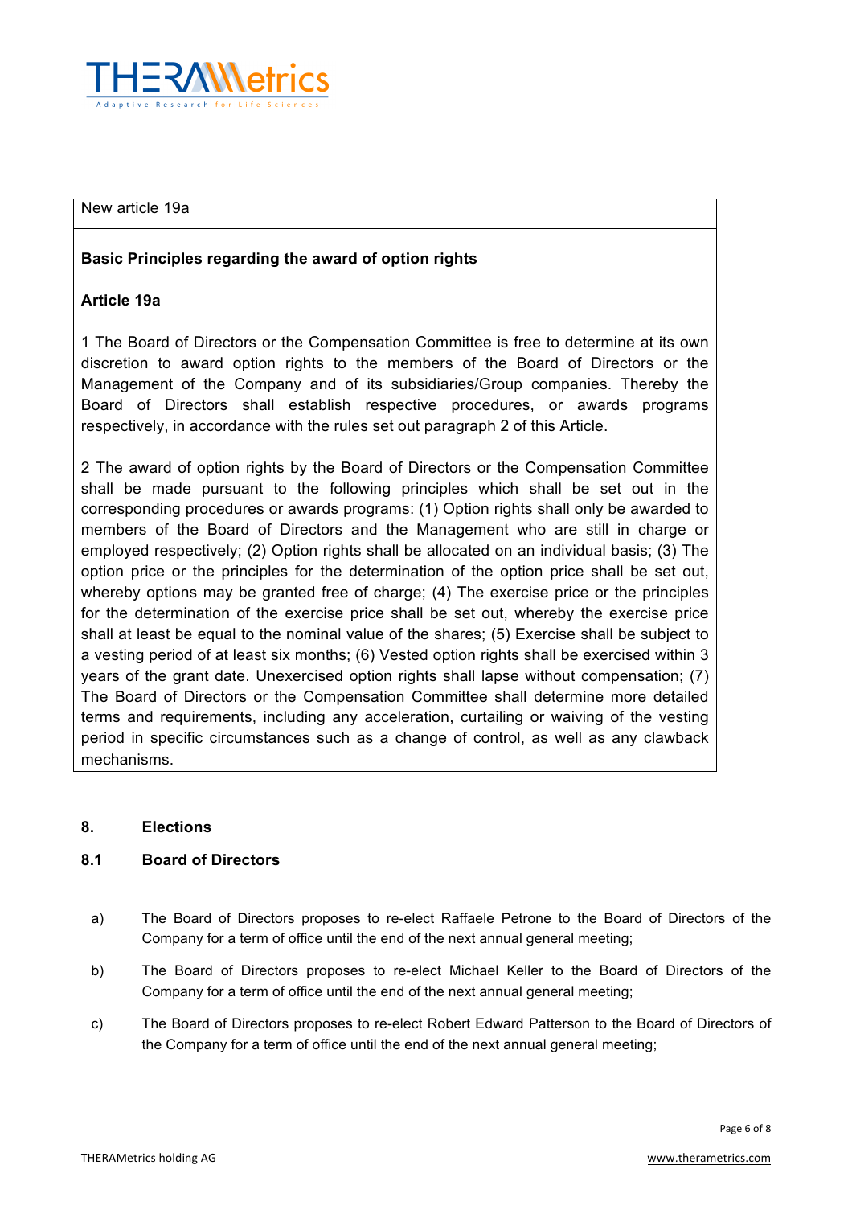| New article 19a |
| --- |
| **Basic Principles regarding the award of option rights**<br><br>**Article 19a**<br><br>1 The Board of Directors or the Compensation Committee is free to determine at its own discretion to award option rights to the members of the Board of Directors or the Management of the Company and of its subsidiaries/Group companies. Thereby the Board of Directors shall establish respective procedures, or awards programs respectively, in accordance with the rules set out paragraph 2 of this Article.<br><br>2 The award of option rights by the Board of Directors or the Compensation Committee shall be made pursuant to the following principles which shall be set out in the corresponding procedures or awards programs: (1) Option rights shall only be awarded to members of the Board of Directors and the Management who are still in charge or employed respectively; (2) Option rights shall be allocated on an individual basis; (3) The option price or the principles for the determination of the option price shall be set out, whereby options may be granted free of charge; (4) The exercise price or the principles for the determination of the exercise price shall be set out, whereby the exercise price shall at least be equal to the nominal value of the shares; (5) Exercise shall be subject to a vesting period of at least six months; (6) Vested option rights shall be exercised within 3 years of the grant date. Unexercised option rights shall lapse without compensation; (7) The Board of Directors or the Compensation Committee shall determine more detailed terms and requirements, including any acceleration, curtailing or waiving of the vesting period in specific circumstances such as a change of control, as well as any clawback mechanisms. |

## 8. Elections

### 8.1 Board of Directors

a) The Board of Directors proposes to re-elect Raffaele Petrone to the Board of Directors of the Company for a term of office until the end of the next annual general meeting;

b) The Board of Directors proposes to re-elect Michael Keller to the Board of Directors of the Company for a term of office until the end of the next annual general meeting;

c) The Board of Directors proposes to re-elect Robert Edward Patterson to the Board of Directors of the Company for a term of office until the end of the next annual general meeting;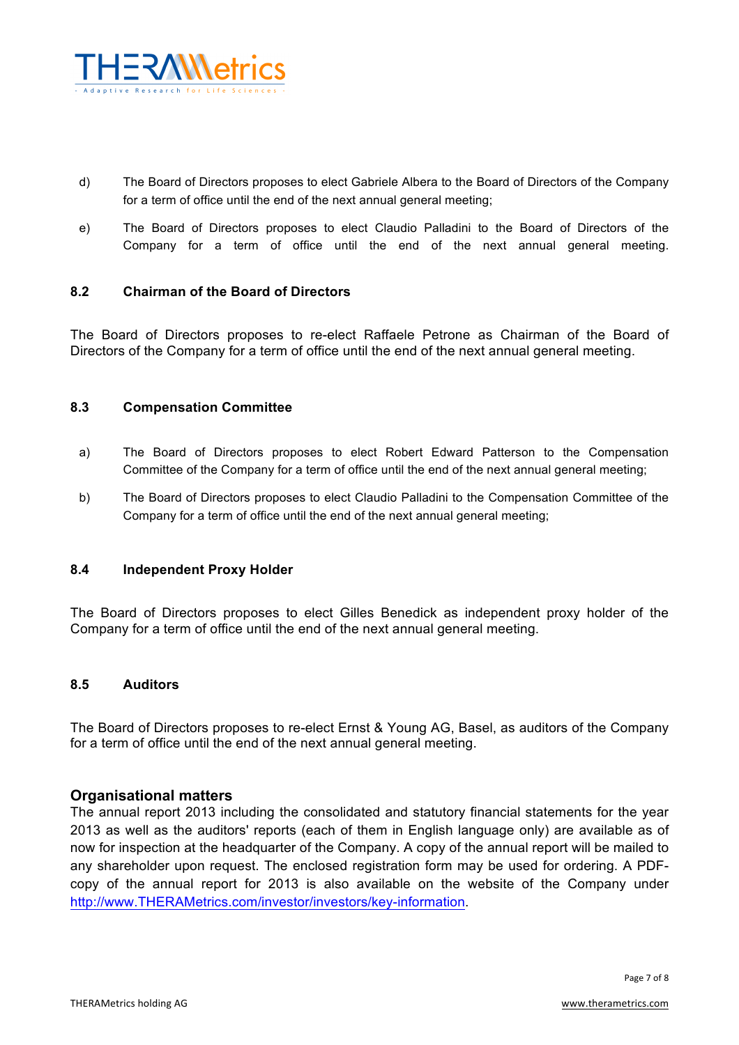d) The Board of Directors proposes to elect Gabriele Albera to the Board of Directors of the Company for a term of office until the end of the next annual general meeting;

e) The Board of Directors proposes to elect Claudio Palladini to the Board of Directors of the Company for a term of office until the end of the next annual general meeting.

### 8.2 Chairman of the Board of Directors

The Board of Directors proposes to re-elect Raffaele Petrone as Chairman of the Board of Directors of the Company for a term of office until the end of the next annual general meeting.

### 8.3 Compensation Committee

a) The Board of Directors proposes to elect Robert Edward Patterson to the Compensation Committee of the Company for a term of office until the end of the next annual general meeting;

b) The Board of Directors proposes to elect Claudio Palladini to the Compensation Committee of the Company for a term of office until the end of the next annual general meeting;

### 8.4 Independent Proxy Holder

The Board of Directors proposes to elect Gilles Benedick as independent proxy holder of the Company for a term of office until the end of the next annual general meeting.

### 8.5 Auditors

The Board of Directors proposes to re-elect Ernst & Young AG, Basel, as auditors of the Company for a term of office until the end of the next annual general meeting.

## Organisational matters

The annual report 2013 including the consolidated and statutory financial statements for the year 2013 as well as the auditors' reports (each of them in English language only) are available as of now for inspection at the headquarter of the Company. A copy of the annual report will be mailed to any shareholder upon request. The enclosed registration form may be used for ordering. A PDF-copy of the annual report for 2013 is also available on the website of the Company under http://www.THERAMetrics.com/investor/investors/key-information.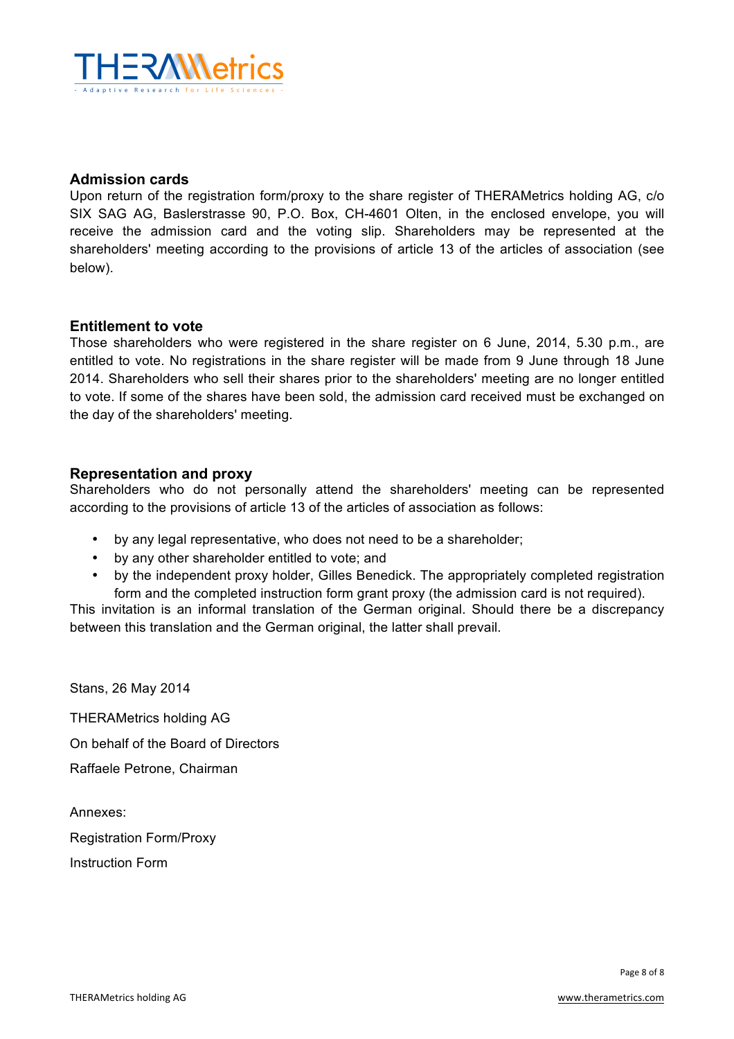## Admission cards

Upon return of the registration form/proxy to the share register of THERAMetrics holding AG, c/o SIX SAG AG, Baslerstrasse 90, P.O. Box, CH-4601 Olten, in the enclosed envelope, you will receive the admission card and the voting slip. Shareholders may be represented at the shareholders' meeting according to the provisions of article 13 of the articles of association (see below).

## Entitlement to vote

Those shareholders who were registered in the share register on 6 June, 2014, 5.30 p.m., are entitled to vote. No registrations in the share register will be made from 9 June through 18 June 2014. Shareholders who sell their shares prior to the shareholders' meeting are no longer entitled to vote. If some of the shares have been sold, the admission card received must be exchanged on the day of the shareholders' meeting.

## Representation and proxy

Shareholders who do not personally attend the shareholders' meeting can be represented according to the provisions of article 13 of the articles of association as follows:

- by any legal representative, who does not need to be a shareholder;
- by any other shareholder entitled to vote; and
- by the independent proxy holder, Gilles Benedick. The appropriately completed registration form and the completed instruction form grant proxy (the admission card is not required).

This invitation is an informal translation of the German original. Should there be a discrepancy between this translation and the German original, the latter shall prevail.

Stans, 26 May 2014

THERAMetrics holding AG

On behalf of the Board of Directors

Raffaele Petrone, Chairman

Annexes:

Registration Form/Proxy

Instruction Form